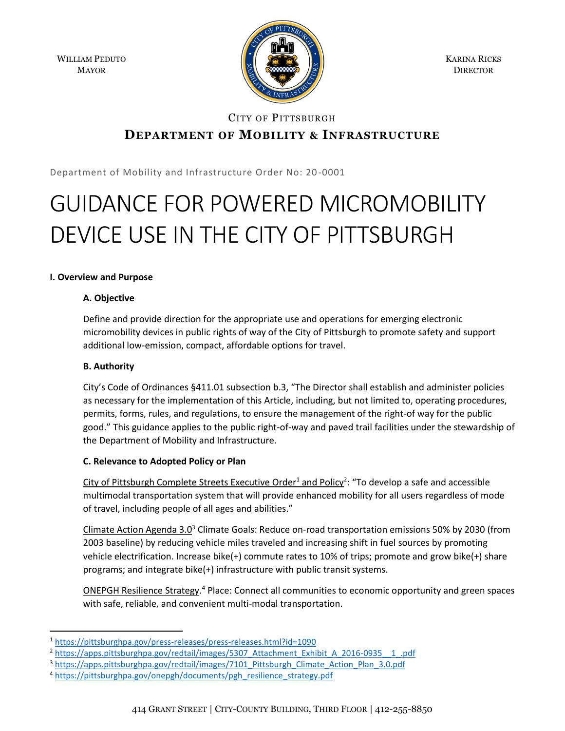WILLIAM PEDUTO
MAYOR

KARINA RICKS
DIRECTOR

CITY OF PITTSBURGH
**DEPARTMENT OF MOBILITY & INFRASTRUCTURE**

Department of Mobility and Infrastructure Order No: 20-0001

# GUIDANCE FOR POWERED MICROMOBILITY DEVICE USE IN THE CITY OF PITTSBURGH

## I. Overview and Purpose

### A. Objective

Define and provide direction for the appropriate use and operations for emerging electronic micromobility devices in public rights of way of the City of Pittsburgh to promote safety and support additional low-emission, compact, affordable options for travel.

### B. Authority

City's Code of Ordinances §411.01 subsection b.3, "The Director shall establish and administer policies as necessary for the implementation of this Article, including, but not limited to, operating procedures, permits, forms, rules, and regulations, to ensure the management of the right-of way for the public good." This guidance applies to the public right-of-way and paved trail facilities under the stewardship of the Department of Mobility and Infrastructure.

### C. Relevance to Adopted Policy or Plan

City of Pittsburgh Complete Streets Executive Order[1] and Policy[2]: "To develop a safe and accessible multimodal transportation system that will provide enhanced mobility for all users regardless of mode of travel, including people of all ages and abilities."

Climate Action Agenda 3.0[3] Climate Goals: Reduce on-road transportation emissions 50% by 2030 (from 2003 baseline) by reducing vehicle miles traveled and increasing shift in fuel sources by promoting vehicle electrification. Increase bike(+) commute rates to 10% of trips; promote and grow bike(+) share programs; and integrate bike(+) infrastructure with public transit systems.

ONEPGH Resilience Strategy.[4] Place: Connect all communities to economic opportunity and green spaces with safe, reliable, and convenient multi-modal transportation.

---

[1] https://pittsburghpa.gov/press-releases/press-releases.html?id=1090

[2] https://apps.pittsburghpa.gov/redtail/images/5307_Attachment_Exhibit_A_2016-0935__1_.pdf

[3] https://apps.pittsburghpa.gov/redtail/images/7101_Pittsburgh_Climate_Action_Plan_3.0.pdf

[4] https://pittsburghpa.gov/onepgh/documents/pgh_resilience_strategy.pdf

414 GRANT STREET | CITY-COUNTY BUILDING, THIRD FLOOR | 412-255-8850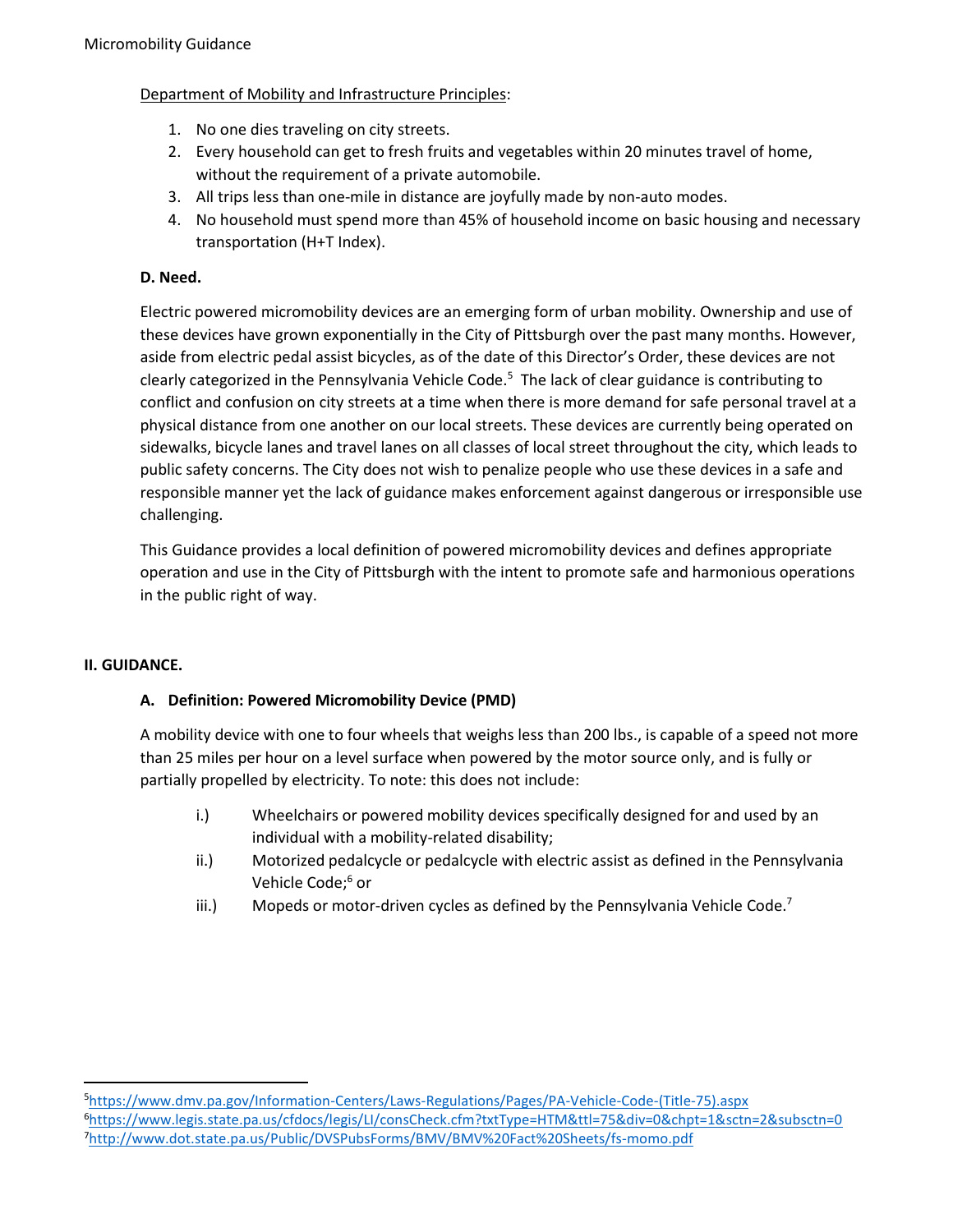Department of Mobility and Infrastructure Principles:

1. No one dies traveling on city streets.
2. Every household can get to fresh fruits and vegetables within 20 minutes travel of home, without the requirement of a private automobile.
3. All trips less than one-mile in distance are joyfully made by non-auto modes.
4. No household must spend more than 45% of household income on basic housing and necessary transportation (H+T Index).

**D. Need.**

Electric powered micromobility devices are an emerging form of urban mobility. Ownership and use of these devices have grown exponentially in the City of Pittsburgh over the past many months. However, aside from electric pedal assist bicycles, as of the date of this Director's Order, these devices are not clearly categorized in the Pennsylvania Vehicle Code.[5] The lack of clear guidance is contributing to conflict and confusion on city streets at a time when there is more demand for safe personal travel at a physical distance from one another on our local streets. These devices are currently being operated on sidewalks, bicycle lanes and travel lanes on all classes of local street throughout the city, which leads to public safety concerns. The City does not wish to penalize people who use these devices in a safe and responsible manner yet the lack of guidance makes enforcement against dangerous or irresponsible use challenging.

This Guidance provides a local definition of powered micromobility devices and defines appropriate operation and use in the City of Pittsburgh with the intent to promote safe and harmonious operations in the public right of way.

## II. GUIDANCE.

### A. Definition: Powered Micromobility Device (PMD)

A mobility device with one to four wheels that weighs less than 200 lbs., is capable of a speed not more than 25 miles per hour on a level surface when powered by the motor source only, and is fully or partially propelled by electricity. To note: this does not include:

i.) Wheelchairs or powered mobility devices specifically designed for and used by an individual with a mobility-related disability;

ii.) Motorized pedalcycle or pedalcycle with electric assist as defined in the Pennsylvania Vehicle Code;[6] or

iii.) Mopeds or motor-driven cycles as defined by the Pennsylvania Vehicle Code.[7]

---

[5] https://www.dmv.pa.gov/Information-Centers/Laws-Regulations/Pages/PA-Vehicle-Code-(Title-75).aspx

[6] https://www.legis.state.pa.us/cfdocs/legis/LI/consCheck.cfm?txtType=HTM&ttl=75&div=0&chpt=1&sctn=2&subsctn=0

[7] http://www.dot.state.pa.us/Public/DVSPubsForms/BMV/BMV%20Fact%20Sheets/fs-momo.pdf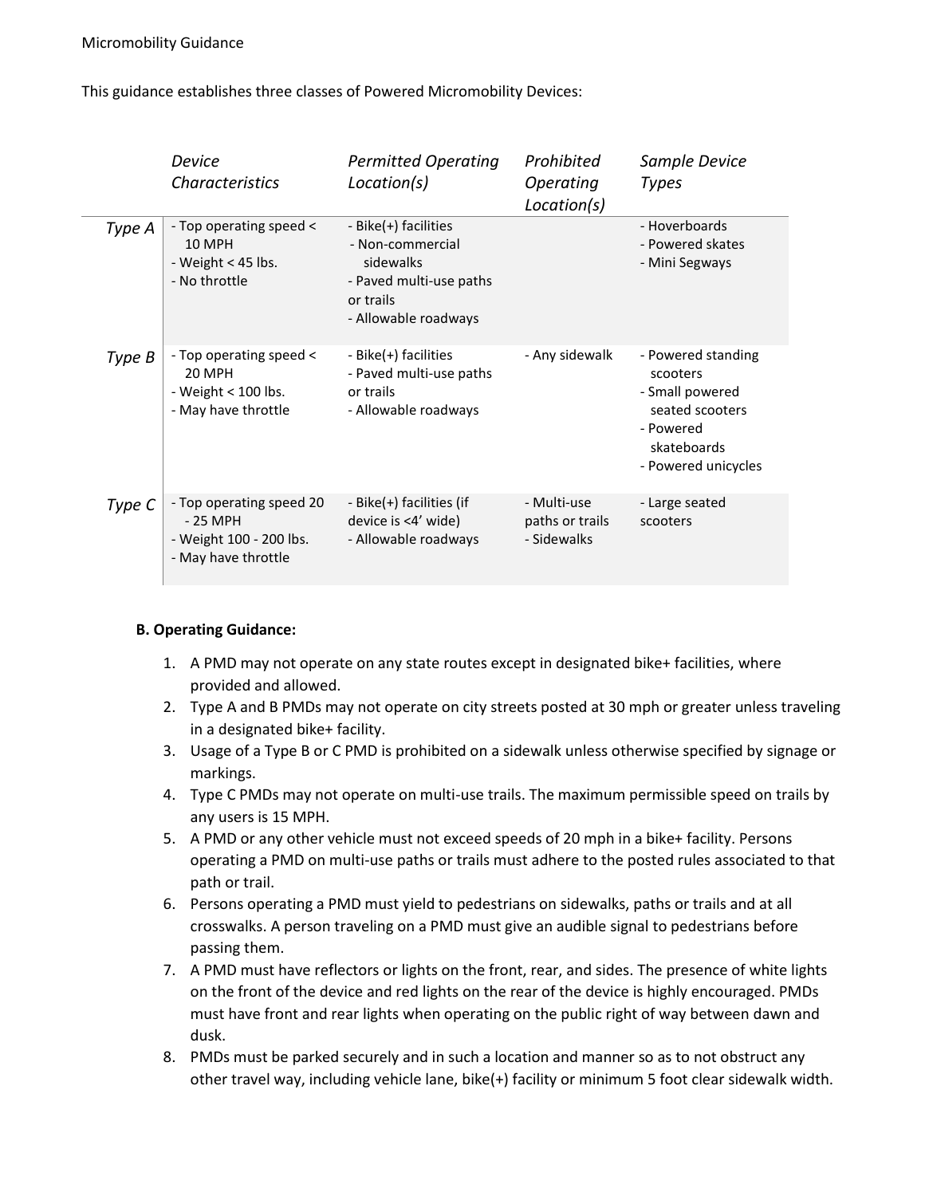Micromobility Guidance

This guidance establishes three classes of Powered Micromobility Devices:

| | *Device Characteristics* | *Permitted Operating Location(s)* | *Prohibited Operating Location(s)* | *Sample Device Types* |
|---|---|---|---|---|
| *Type A* | - Top operating speed < 10 MPH<br>- Weight < 45 lbs.<br>- No throttle | - Bike(+) facilities<br>- Non-commercial sidewalks<br>- Paved multi-use paths or trails<br>- Allowable roadways | | - Hoverboards<br>- Powered skates<br>- Mini Segways |
| *Type B* | - Top operating speed < 20 MPH<br>- Weight < 100 lbs.<br>- May have throttle | - Bike(+) facilities<br>- Paved multi-use paths or trails<br>- Allowable roadways | - Any sidewalk | - Powered standing scooters<br>- Small powered seated scooters<br>- Powered skateboards<br>- Powered unicycles |
| *Type C* | - Top operating speed 20 - 25 MPH<br>- Weight 100 - 200 lbs.<br>- May have throttle | - Bike(+) facilities (if device is <4' wide)<br>- Allowable roadways | - Multi-use paths or trails<br>- Sidewalks | - Large seated scooters |

**B. Operating Guidance:**

1. A PMD may not operate on any state routes except in designated bike+ facilities, where provided and allowed.
2. Type A and B PMDs may not operate on city streets posted at 30 mph or greater unless traveling in a designated bike+ facility.
3. Usage of a Type B or C PMD is prohibited on a sidewalk unless otherwise specified by signage or markings.
4. Type C PMDs may not operate on multi-use trails. The maximum permissible speed on trails by any users is 15 MPH.
5. A PMD or any other vehicle must not exceed speeds of 20 mph in a bike+ facility. Persons operating a PMD on multi-use paths or trails must adhere to the posted rules associated to that path or trail.
6. Persons operating a PMD must yield to pedestrians on sidewalks, paths or trails and at all crosswalks. A person traveling on a PMD must give an audible signal to pedestrians before passing them.
7. A PMD must have reflectors or lights on the front, rear, and sides. The presence of white lights on the front of the device and red lights on the rear of the device is highly encouraged. PMDs must have front and rear lights when operating on the public right of way between dawn and dusk.
8. PMDs must be parked securely and in such a location and manner so as to not obstruct any other travel way, including vehicle lane, bike(+) facility or minimum 5 foot clear sidewalk width.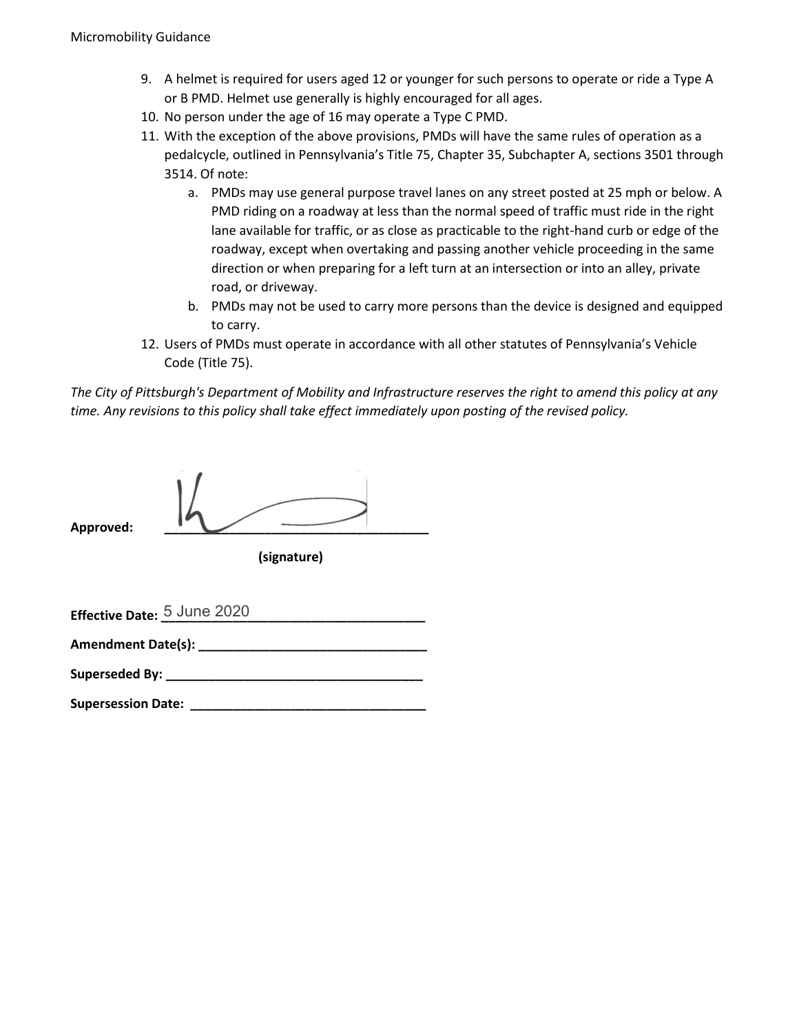9. A helmet is required for users aged 12 or younger for such persons to operate or ride a Type A or B PMD. Helmet use generally is highly encouraged for all ages.
10. No person under the age of 16 may operate a Type C PMD.
11. With the exception of the above provisions, PMDs will have the same rules of operation as a pedalcycle, outlined in Pennsylvania's Title 75, Chapter 35, Subchapter A, sections 3501 through 3514. Of note:
    a. PMDs may use general purpose travel lanes on any street posted at 25 mph or below. A PMD riding on a roadway at less than the normal speed of traffic must ride in the right lane available for traffic, or as close as practicable to the right-hand curb or edge of the roadway, except when overtaking and passing another vehicle proceeding in the same direction or when preparing for a left turn at an intersection or into an alley, private road, or driveway.
    b. PMDs may not be used to carry more persons than the device is designed and equipped to carry.
12. Users of PMDs must operate in accordance with all other statutes of Pennsylvania's Vehicle Code (Title 75).

*The City of Pittsburgh's Department of Mobility and Infrastructure reserves the right to amend this policy at any time. Any revisions to this policy shall take effect immediately upon posting of the revised policy.*

**Approved:** ___________________________________

**(signature)**

**Effective Date:** 5 June 2020

**Amendment Date(s):** ___________________________________

**Superseded By:** ___________________________________

**Supersession Date:** ___________________________________